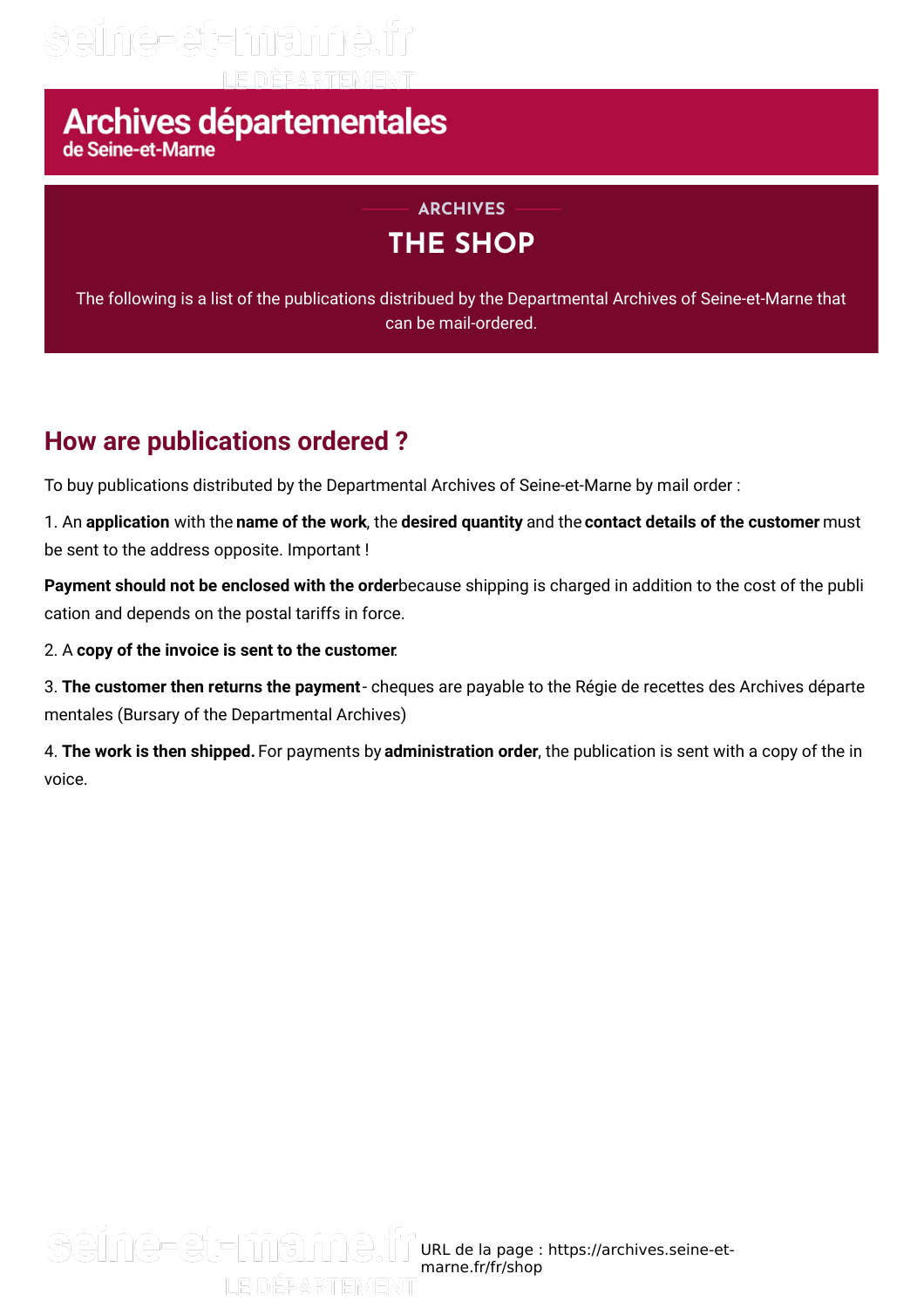# Archives départementales
de Seine-et-Marne

ARCHIVES

## THE SHOP

The following is a list of the publications distribued by the Departmental Archives of Seine-et-Marne that can be mail-ordered.

## How are publications ordered ?

To buy publications distributed by the Departmental Archives of Seine-et-Marne by mail order :

1. An **application** with the **name of the work**, the **desired quantity** and the **contact details of the customer** must be sent to the address opposite. Important !

**Payment should not be enclosed with the order**because shipping is charged in addition to the cost of the publi cation and depends on the postal tariffs in force.

2. A **copy of the invoice is sent to the customer**.

3. **The customer then returns the payment** - cheques are payable to the Régie de recettes des Archives départe mentales (Bursary of the Departmental Archives)

4. **The work is then shipped.** For payments by **administration order**, the publication is sent with a copy of the in voice.

URL de la page : https://archives.seine-et-marne.fr/fr/shop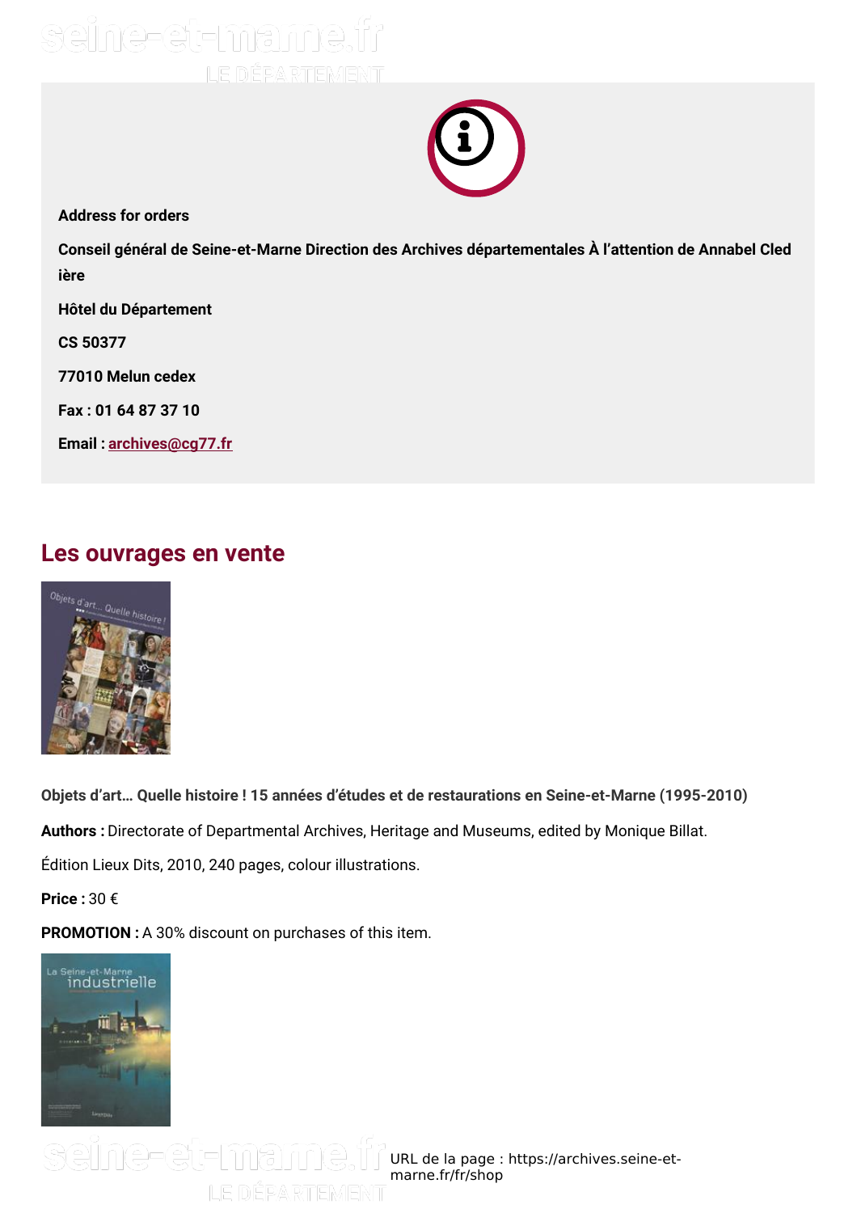**Address for orders**

**Conseil général de Seine-et-Marne Direction des Archives départementales À l'attention de Annabel Cledière**

**Hôtel du Département**

**CS 50377**

**77010 Melun cedex**

**Fax : 01 64 87 37 10**

**Email : archives@cg77.fr**

## Les ouvrages en vente

**Objets d'art… Quelle histoire ! 15 années d'études et de restaurations en Seine-et-Marne (1995-2010)**

**Authors :** Directorate of Departmental Archives, Heritage and Museums, edited by Monique Billat.

Édition Lieux Dits, 2010, 240 pages, colour illustrations.

**Price :** 30 €

**PROMOTION :** A 30% discount on purchases of this item.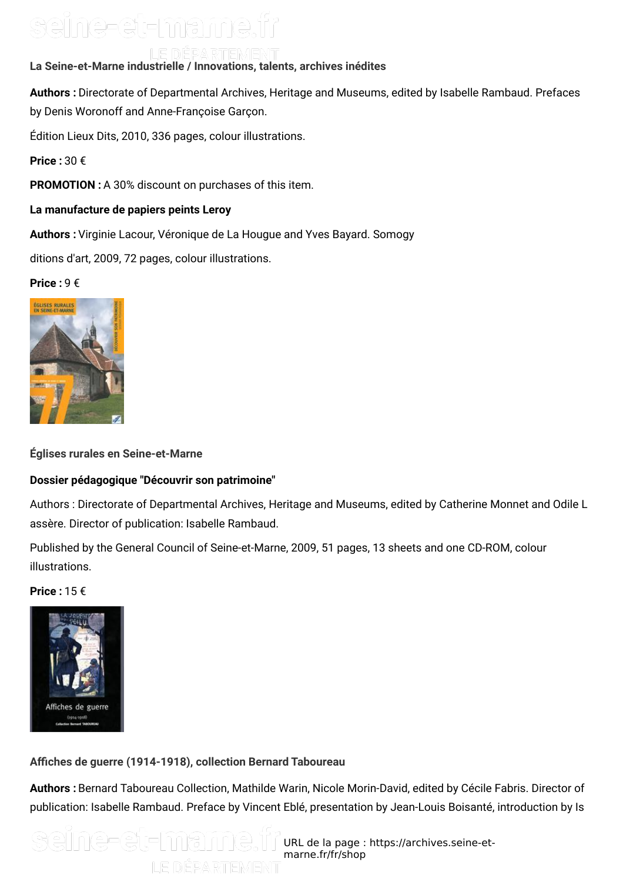**La Seine-et-Marne industrielle / Innovations, talents, archives inédites**

**Authors :** Directorate of Departmental Archives, Heritage and Museums, edited by Isabelle Rambaud. Prefaces by Denis Woronoff and Anne-Françoise Garçon.

Édition Lieux Dits, 2010, 336 pages, colour illustrations.

**Price :** 30 €

**PROMOTION :** A 30% discount on purchases of this item.

**La manufacture de papiers peints Leroy**

**Authors :** Virginie Lacour, Véronique de La Hougue and Yves Bayard. Somogy

ditions d'art, 2009, 72 pages, colour illustrations.

**Price :** 9 €

**Églises rurales en Seine-et-Marne**

**Dossier pédagogique "Découvrir son patrimoine"**

Authors : Directorate of Departmental Archives, Heritage and Museums, edited by Catherine Monnet and Odile L assère. Director of publication: Isabelle Rambaud.

Published by the General Council of Seine-et-Marne, 2009, 51 pages, 13 sheets and one CD-ROM, colour illustrations.

**Price :** 15 €

**Affiches de guerre (1914-1918), collection Bernard Taboureau**

**Authors :** Bernard Taboureau Collection, Mathilde Warin, Nicole Morin-David, edited by Cécile Fabris. Director of publication: Isabelle Rambaud. Preface by Vincent Eblé, presentation by Jean-Louis Boisanté, introduction by Is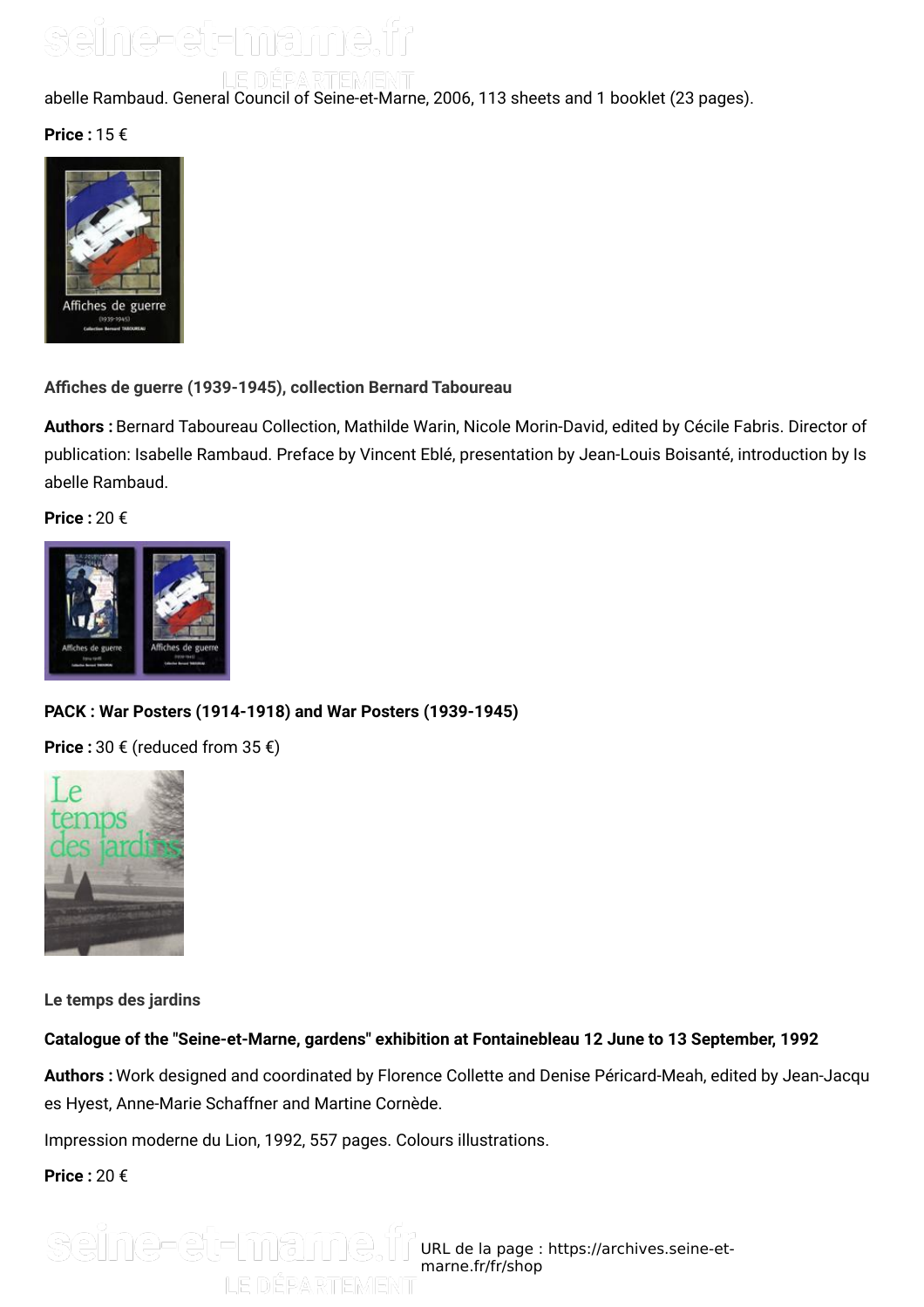abelle Rambaud. General Council of Seine-et-Marne, 2006, 113 sheets and 1 booklet (23 pages).

**Price :** 15 €

**Affiches de guerre (1939-1945), collection Bernard Taboureau**

**Authors :** Bernard Taboureau Collection, Mathilde Warin, Nicole Morin-David, edited by Cécile Fabris. Director of publication: Isabelle Rambaud. Preface by Vincent Eblé, presentation by Jean-Louis Boisanté, introduction by Is abelle Rambaud.

**Price :** 20 €

**PACK : War Posters (1914-1918) and War Posters (1939-1945)**

**Price :** 30 € (reduced from 35 €)

**Le temps des jardins**

**Catalogue of the "Seine-et-Marne, gardens" exhibition at Fontainebleau 12 June to 13 September, 1992**

**Authors :** Work designed and coordinated by Florence Collette and Denise Péricard-Meah, edited by Jean-Jacqu es Hyest, Anne-Marie Schaffner and Martine Cornède.

Impression moderne du Lion, 1992, 557 pages. Colours illustrations.

**Price :** 20 €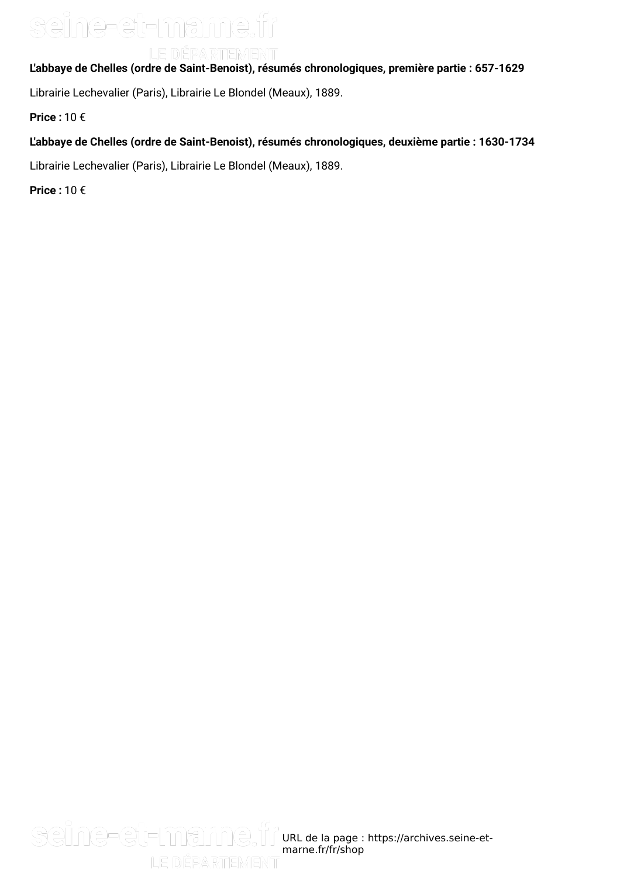**L'abbaye de Chelles (ordre de Saint-Benoist), résumés chronologiques, première partie : 657-1629**

Librairie Lechevalier (Paris), Librairie Le Blondel (Meaux), 1889.

**Price :** 10 €

**L'abbaye de Chelles (ordre de Saint-Benoist), résumés chronologiques, deuxième partie : 1630-1734**

Librairie Lechevalier (Paris), Librairie Le Blondel (Meaux), 1889.

**Price :** 10 €